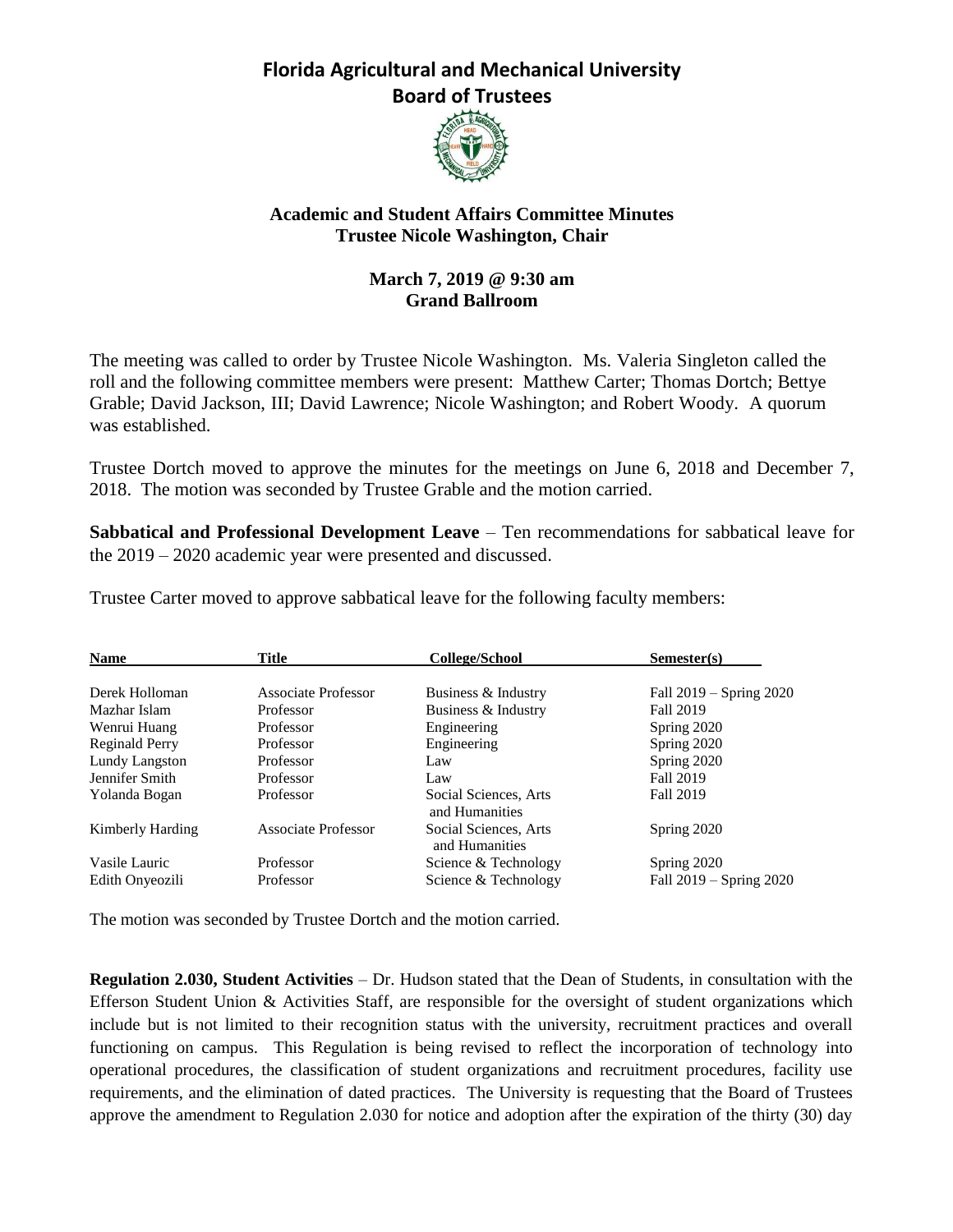# Florida Agricultural and Mechanical University
# Board of Trustees

### Academic and Student Affairs Committee Minutes
### Trustee Nicole Washington, Chair

**March 7, 2019 @ 9:30 am**
**Grand Ballroom**

The meeting was called to order by Trustee Nicole Washington. Ms. Valeria Singleton called the roll and the following committee members were present: Matthew Carter; Thomas Dortch; Bettye Grable; David Jackson, III; David Lawrence; Nicole Washington; and Robert Woody. A quorum was established.

Trustee Dortch moved to approve the minutes for the meetings on June 6, 2018 and December 7, 2018. The motion was seconded by Trustee Grable and the motion carried.

**Sabbatical and Professional Development Leave** – Ten recommendations for sabbatical leave for the 2019 – 2020 academic year were presented and discussed.

Trustee Carter moved to approve sabbatical leave for the following faculty members:

| Name | Title | College/School | Semester(s) |
| --- | --- | --- | --- |
| Derek Holloman | Associate Professor | Business & Industry | Fall 2019 – Spring 2020 |
| Mazhar Islam | Professor | Business & Industry | Fall 2019 |
| Wenrui Huang | Professor | Engineering | Spring 2020 |
| Reginald Perry | Professor | Engineering | Spring 2020 |
| Lundy Langston | Professor | Law | Spring 2020 |
| Jennifer Smith | Professor | Law | Fall 2019 |
| Yolanda Bogan | Professor | Social Sciences, Arts and Humanities | Fall 2019 |
| Kimberly Harding | Associate Professor | Social Sciences, Arts and Humanities | Spring 2020 |
| Vasile Lauric | Professor | Science & Technology | Spring 2020 |
| Edith Onyeozili | Professor | Science & Technology | Fall 2019 – Spring 2020 |

The motion was seconded by Trustee Dortch and the motion carried.

**Regulation 2.030, Student Activities** – Dr. Hudson stated that the Dean of Students, in consultation with the Efferson Student Union & Activities Staff, are responsible for the oversight of student organizations which include but is not limited to their recognition status with the university, recruitment practices and overall functioning on campus. This Regulation is being revised to reflect the incorporation of technology into operational procedures, the classification of student organizations and recruitment procedures, facility use requirements, and the elimination of dated practices. The University is requesting that the Board of Trustees approve the amendment to Regulation 2.030 for notice and adoption after the expiration of the thirty (30) day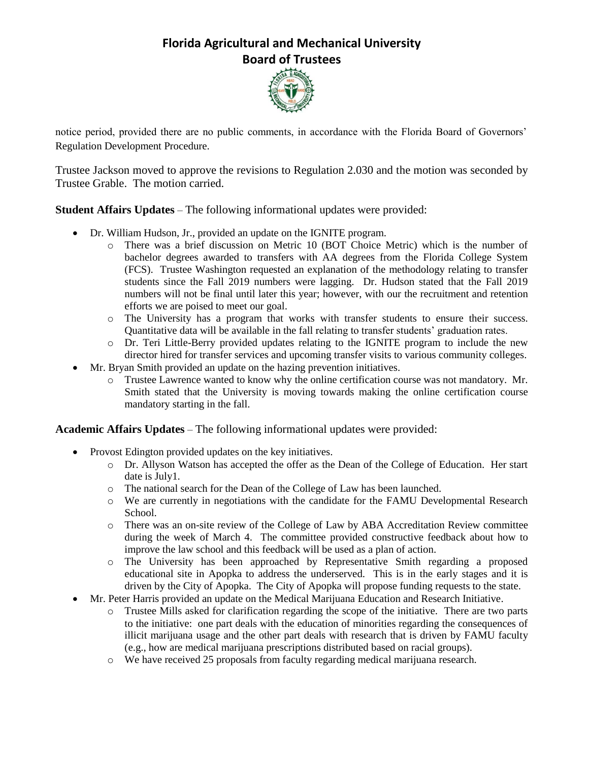notice period, provided there are no public comments, in accordance with the Florida Board of Governors' Regulation Development Procedure.

Trustee Jackson moved to approve the revisions to Regulation 2.030 and the motion was seconded by Trustee Grable. The motion carried.

**Student Affairs Updates** – The following informational updates were provided:

- Dr. William Hudson, Jr., provided an update on the IGNITE program.
  - There was a brief discussion on Metric 10 (BOT Choice Metric) which is the number of bachelor degrees awarded to transfers with AA degrees from the Florida College System (FCS). Trustee Washington requested an explanation of the methodology relating to transfer students since the Fall 2019 numbers were lagging. Dr. Hudson stated that the Fall 2019 numbers will not be final until later this year; however, with our the recruitment and retention efforts we are poised to meet our goal.
  - The University has a program that works with transfer students to ensure their success. Quantitative data will be available in the fall relating to transfer students' graduation rates.
  - Dr. Teri Little-Berry provided updates relating to the IGNITE program to include the new director hired for transfer services and upcoming transfer visits to various community colleges.
- Mr. Bryan Smith provided an update on the hazing prevention initiatives.
  - Trustee Lawrence wanted to know why the online certification course was not mandatory. Mr. Smith stated that the University is moving towards making the online certification course mandatory starting in the fall.

**Academic Affairs Updates** – The following informational updates were provided:

- Provost Edington provided updates on the key initiatives.
  - Dr. Allyson Watson has accepted the offer as the Dean of the College of Education. Her start date is July1.
  - The national search for the Dean of the College of Law has been launched.
  - We are currently in negotiations with the candidate for the FAMU Developmental Research School.
  - There was an on-site review of the College of Law by ABA Accreditation Review committee during the week of March 4. The committee provided constructive feedback about how to improve the law school and this feedback will be used as a plan of action.
  - The University has been approached by Representative Smith regarding a proposed educational site in Apopka to address the underserved. This is in the early stages and it is driven by the City of Apopka. The City of Apopka will propose funding requests to the state.
- Mr. Peter Harris provided an update on the Medical Marijuana Education and Research Initiative.
  - Trustee Mills asked for clarification regarding the scope of the initiative. There are two parts to the initiative: one part deals with the education of minorities regarding the consequences of illicit marijuana usage and the other part deals with research that is driven by FAMU faculty (e.g., how are medical marijuana prescriptions distributed based on racial groups).
  - We have received 25 proposals from faculty regarding medical marijuana research.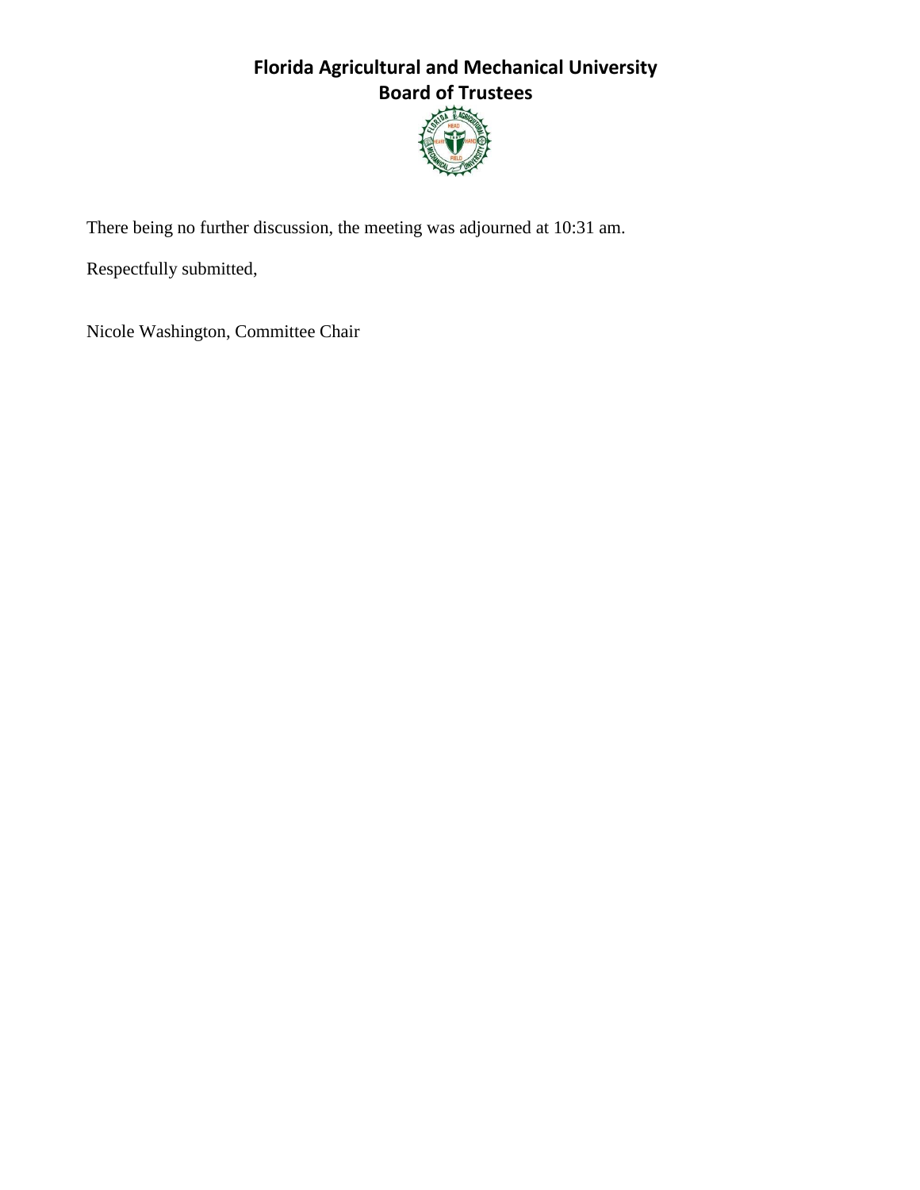There being no further discussion, the meeting was adjourned at 10:31 am.

Respectfully submitted,

Nicole Washington, Committee Chair